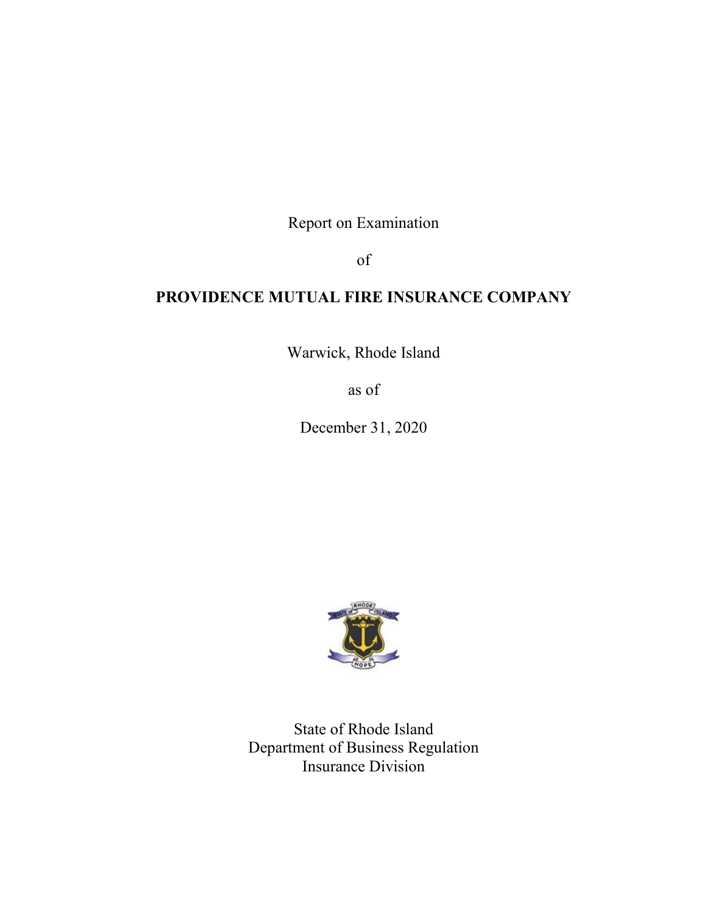Report on Examination

of

**PROVIDENCE MUTUAL FIRE INSURANCE COMPANY**

Warwick, Rhode Island

as of

December 31, 2020

State of Rhode Island
Department of Business Regulation
Insurance Division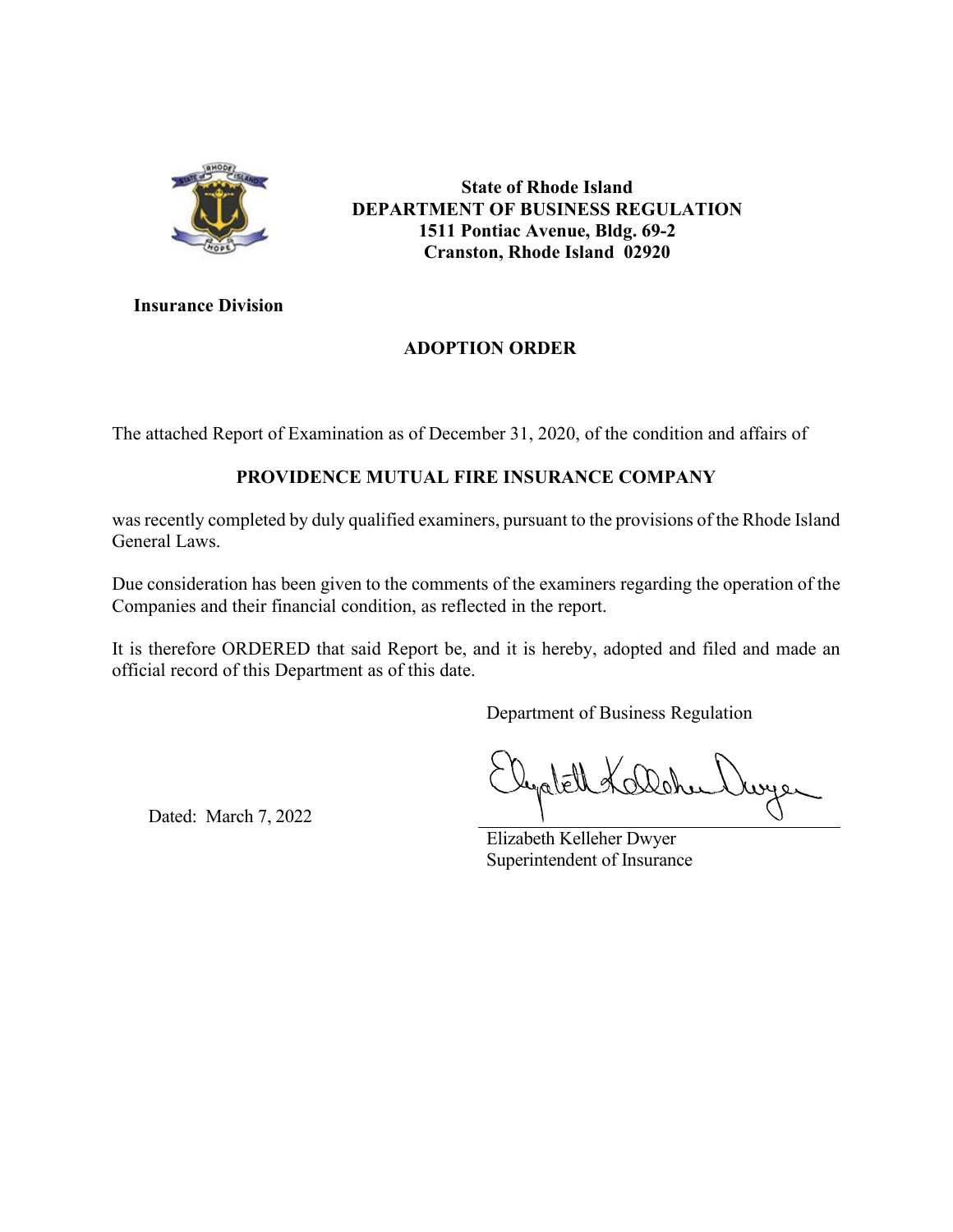**State of Rhode Island**
**DEPARTMENT OF BUSINESS REGULATION**
**1511 Pontiac Avenue, Bldg. 69-2**
**Cranston, Rhode Island 02920**

**Insurance Division**

## ADOPTION ORDER

The attached Report of Examination as of December 31, 2020, of the condition and affairs of

**PROVIDENCE MUTUAL FIRE INSURANCE COMPANY**

was recently completed by duly qualified examiners, pursuant to the provisions of the Rhode Island General Laws.

Due consideration has been given to the comments of the examiners regarding the operation of the Companies and their financial condition, as reflected in the report.

It is therefore ORDERED that said Report be, and it is hereby, adopted and filed and made an official record of this Department as of this date.

Department of Business Regulation

Dated: March 7, 2022

Elizabeth Kelleher Dwyer
Superintendent of Insurance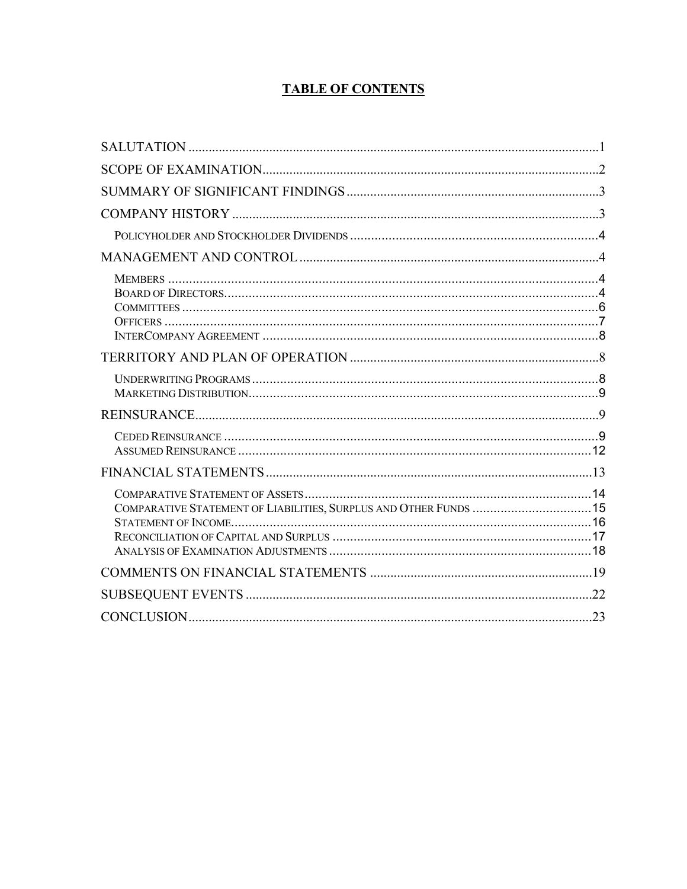# TABLE OF CONTENTS

SALUTATION .....1

SCOPE OF EXAMINATION.....2

SUMMARY OF SIGNIFICANT FINDINGS .....3

COMPANY HISTORY .....3

- POLICYHOLDER AND STOCKHOLDER DIVIDENDS .....4

MANAGEMENT AND CONTROL .....4

- MEMBERS .....4
- BOARD OF DIRECTORS.....4
- COMMITTEES .....6
- OFFICERS .....7
- INTERCOMPANY AGREEMENT .....8

TERRITORY AND PLAN OF OPERATION .....8

- UNDERWRITING PROGRAMS .....8
- MARKETING DISTRIBUTION.....9

REINSURANCE.....9

- CEDED REINSURANCE .....9
- ASSUMED REINSURANCE .....12

FINANCIAL STATEMENTS.....13

- COMPARATIVE STATEMENT OF ASSETS.....14
- COMPARATIVE STATEMENT OF LIABILITIES, SURPLUS AND OTHER FUNDS .....15
- STATEMENT OF INCOME.....16
- RECONCILIATION OF CAPITAL AND SURPLUS .....17
- ANALYSIS OF EXAMINATION ADJUSTMENTS .....18

COMMENTS ON FINANCIAL STATEMENTS .....19

SUBSEQUENT EVENTS .....22

CONCLUSION.....23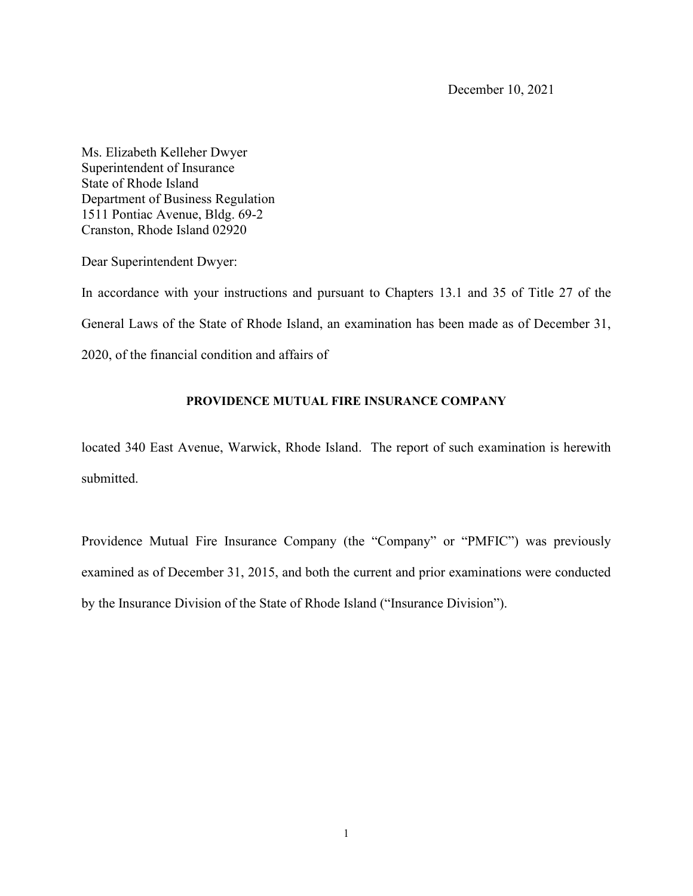December 10, 2021

Ms. Elizabeth Kelleher Dwyer
Superintendent of Insurance
State of Rhode Island
Department of Business Regulation
1511 Pontiac Avenue, Bldg. 69-2
Cranston, Rhode Island 02920

Dear Superintendent Dwyer:

In accordance with your instructions and pursuant to Chapters 13.1 and 35 of Title 27 of the General Laws of the State of Rhode Island, an examination has been made as of December 31, 2020, of the financial condition and affairs of

**PROVIDENCE MUTUAL FIRE INSURANCE COMPANY**

located 340 East Avenue, Warwick, Rhode Island. The report of such examination is herewith submitted.

Providence Mutual Fire Insurance Company (the "Company" or "PMFIC") was previously examined as of December 31, 2015, and both the current and prior examinations were conducted by the Insurance Division of the State of Rhode Island ("Insurance Division").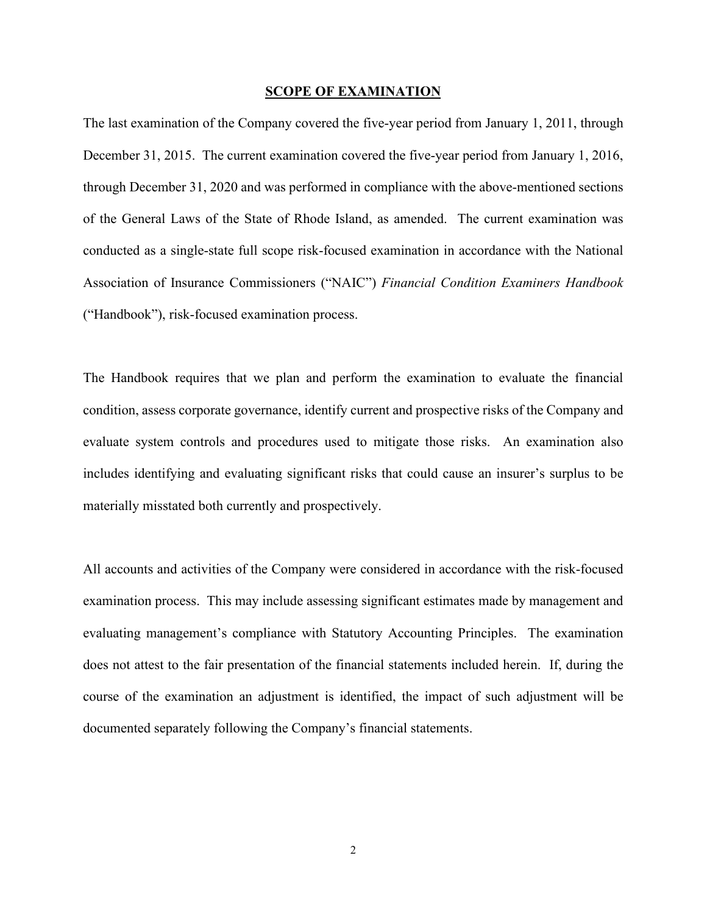## SCOPE OF EXAMINATION

The last examination of the Company covered the five-year period from January 1, 2011, through December 31, 2015. The current examination covered the five-year period from January 1, 2016, through December 31, 2020 and was performed in compliance with the above-mentioned sections of the General Laws of the State of Rhode Island, as amended. The current examination was conducted as a single-state full scope risk-focused examination in accordance with the National Association of Insurance Commissioners ("NAIC") *Financial Condition Examiners Handbook* ("Handbook"), risk-focused examination process.

The Handbook requires that we plan and perform the examination to evaluate the financial condition, assess corporate governance, identify current and prospective risks of the Company and evaluate system controls and procedures used to mitigate those risks. An examination also includes identifying and evaluating significant risks that could cause an insurer's surplus to be materially misstated both currently and prospectively.

All accounts and activities of the Company were considered in accordance with the risk-focused examination process. This may include assessing significant estimates made by management and evaluating management's compliance with Statutory Accounting Principles. The examination does not attest to the fair presentation of the financial statements included herein. If, during the course of the examination an adjustment is identified, the impact of such adjustment will be documented separately following the Company's financial statements.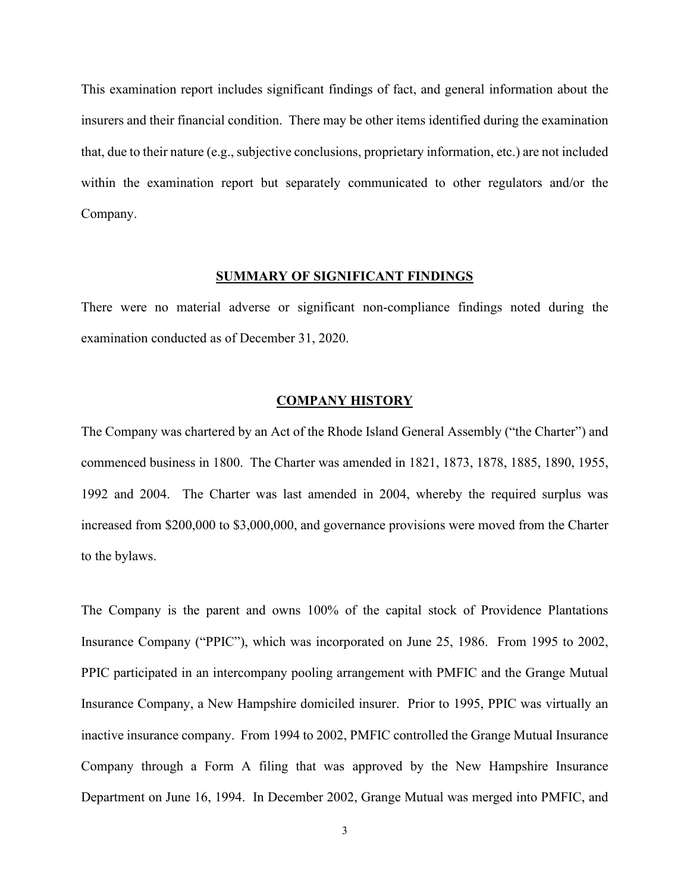This examination report includes significant findings of fact, and general information about the insurers and their financial condition. There may be other items identified during the examination that, due to their nature (e.g., subjective conclusions, proprietary information, etc.) are not included within the examination report but separately communicated to other regulators and/or the Company.

## SUMMARY OF SIGNIFICANT FINDINGS

There were no material adverse or significant non-compliance findings noted during the examination conducted as of December 31, 2020.

## COMPANY HISTORY

The Company was chartered by an Act of the Rhode Island General Assembly ("the Charter") and commenced business in 1800. The Charter was amended in 1821, 1873, 1878, 1885, 1890, 1955, 1992 and 2004. The Charter was last amended in 2004, whereby the required surplus was increased from $200,000 to $3,000,000, and governance provisions were moved from the Charter to the bylaws.

The Company is the parent and owns 100% of the capital stock of Providence Plantations Insurance Company ("PPIC"), which was incorporated on June 25, 1986. From 1995 to 2002, PPIC participated in an intercompany pooling arrangement with PMFIC and the Grange Mutual Insurance Company, a New Hampshire domiciled insurer. Prior to 1995, PPIC was virtually an inactive insurance company. From 1994 to 2002, PMFIC controlled the Grange Mutual Insurance Company through a Form A filing that was approved by the New Hampshire Insurance Department on June 16, 1994. In December 2002, Grange Mutual was merged into PMFIC, and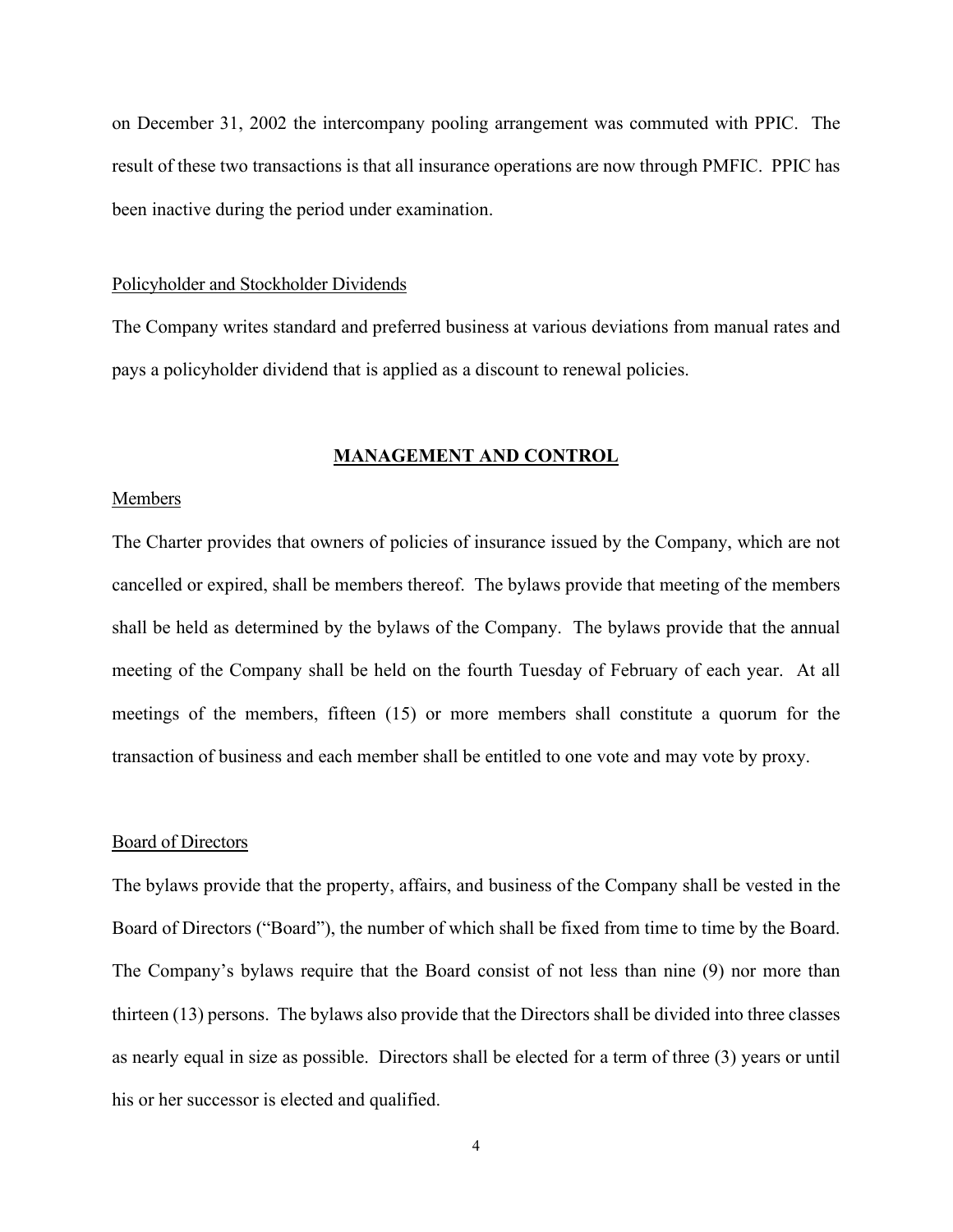on December 31, 2002 the intercompany pooling arrangement was commuted with PPIC. The result of these two transactions is that all insurance operations are now through PMFIC. PPIC has been inactive during the period under examination.

Policyholder and Stockholder Dividends

The Company writes standard and preferred business at various deviations from manual rates and pays a policyholder dividend that is applied as a discount to renewal policies.

## MANAGEMENT AND CONTROL

Members

The Charter provides that owners of policies of insurance issued by the Company, which are not cancelled or expired, shall be members thereof. The bylaws provide that meeting of the members shall be held as determined by the bylaws of the Company. The bylaws provide that the annual meeting of the Company shall be held on the fourth Tuesday of February of each year. At all meetings of the members, fifteen (15) or more members shall constitute a quorum for the transaction of business and each member shall be entitled to one vote and may vote by proxy.

Board of Directors

The bylaws provide that the property, affairs, and business of the Company shall be vested in the Board of Directors ("Board"), the number of which shall be fixed from time to time by the Board. The Company's bylaws require that the Board consist of not less than nine (9) nor more than thirteen (13) persons. The bylaws also provide that the Directors shall be divided into three classes as nearly equal in size as possible. Directors shall be elected for a term of three (3) years or until his or her successor is elected and qualified.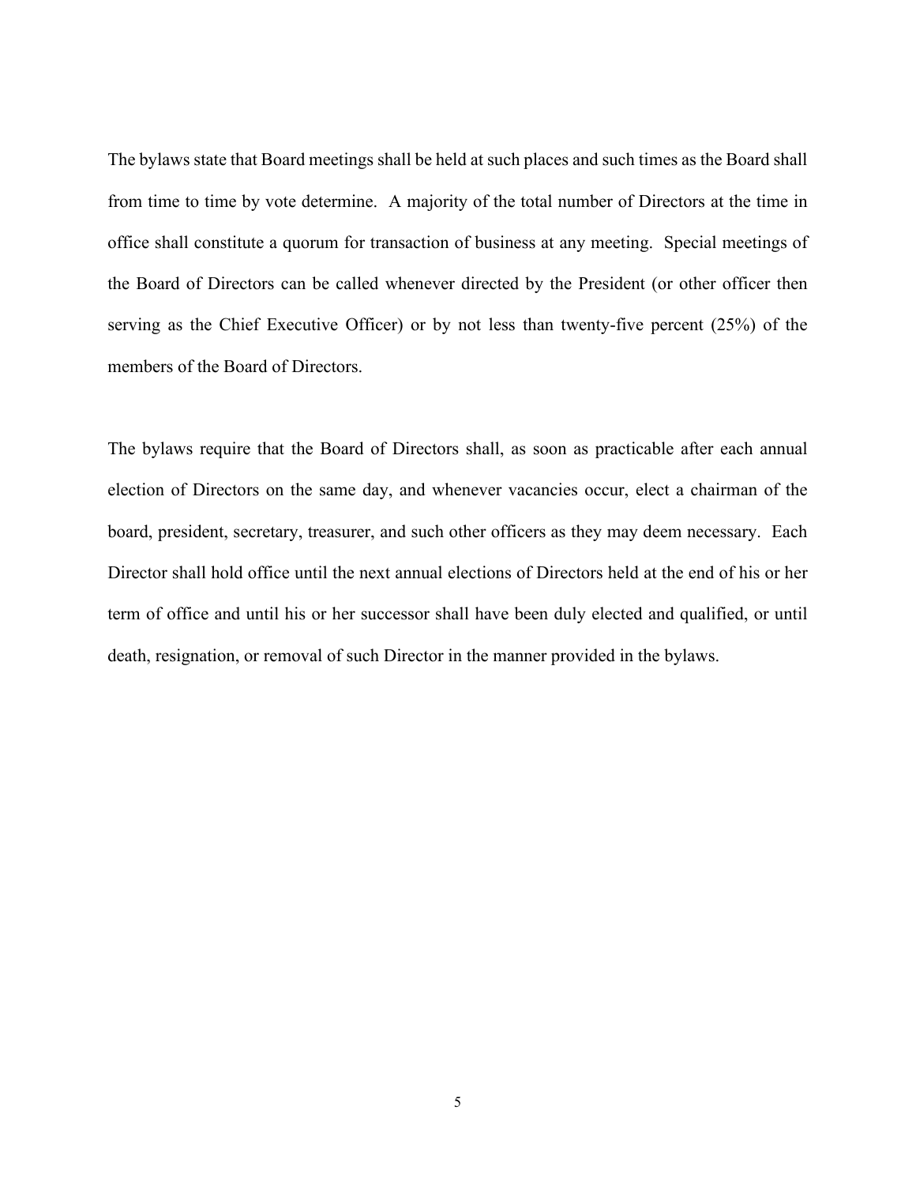The bylaws state that Board meetings shall be held at such places and such times as the Board shall from time to time by vote determine. A majority of the total number of Directors at the time in office shall constitute a quorum for transaction of business at any meeting. Special meetings of the Board of Directors can be called whenever directed by the President (or other officer then serving as the Chief Executive Officer) or by not less than twenty-five percent (25%) of the members of the Board of Directors.

The bylaws require that the Board of Directors shall, as soon as practicable after each annual election of Directors on the same day, and whenever vacancies occur, elect a chairman of the board, president, secretary, treasurer, and such other officers as they may deem necessary. Each Director shall hold office until the next annual elections of Directors held at the end of his or her term of office and until his or her successor shall have been duly elected and qualified, or until death, resignation, or removal of such Director in the manner provided in the bylaws.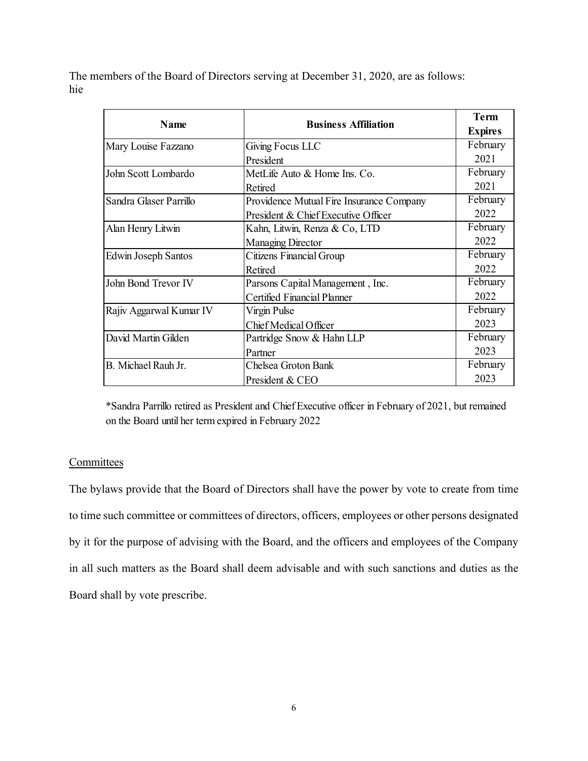The members of the Board of Directors serving at December 31, 2020, are as follows:
hie

| Name | Business Affiliation | Term Expires |
|---|---|---|
| Mary Louise Fazzano | Giving Focus LLC<br>President | February 2021 |
| John Scott Lombardo | MetLife Auto & Home Ins. Co.<br>Retired | February 2021 |
| Sandra Glaser Parrillo | Providence Mutual Fire Insurance Company<br>President & Chief Executive Officer | February 2022 |
| Alan Henry Litwin | Kahn, Litwin, Renza & Co, LTD<br>Managing Director | February 2022 |
| Edwin Joseph Santos | Citizens Financial Group<br>Retired | February 2022 |
| John Bond Trevor IV | Parsons Capital Management , Inc.<br>Certified Financial Planner | February 2022 |
| Rajiv Aggarwal Kumar IV | Virgin Pulse<br>Chief Medical Officer | February 2023 |
| David Martin Gilden | Partridge Snow & Hahn LLP<br>Partner | February 2023 |
| B. Michael Rauh Jr. | Chelsea Groton Bank<br>President & CEO | February 2023 |

*Sandra Parrillo retired as President and Chief Executive officer in February of 2021, but remained on the Board until her term expired in February 2022

## Committees

The bylaws provide that the Board of Directors shall have the power by vote to create from time to time such committee or committees of directors, officers, employees or other persons designated by it for the purpose of advising with the Board, and the officers and employees of the Company in all such matters as the Board shall deem advisable and with such sanctions and duties as the Board shall by vote prescribe.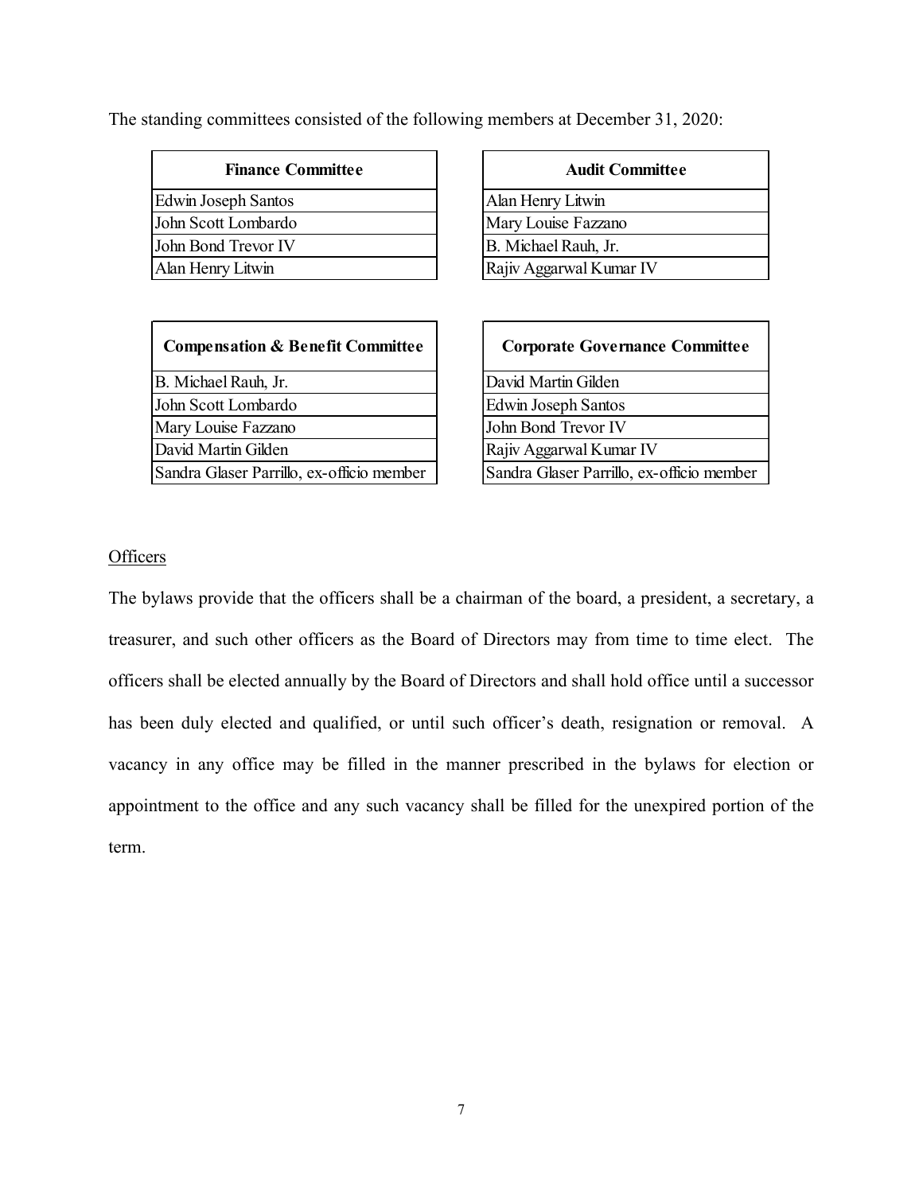The standing committees consisted of the following members at December 31, 2020:

| Finance Committee |
| --- |
| Edwin Joseph Santos |
| John Scott Lombardo |
| John Bond Trevor IV |
| Alan Henry Litwin |

| Audit Committee |
| --- |
| Alan Henry Litwin |
| Mary Louise Fazzano |
| B. Michael Rauh, Jr. |
| Rajiv Aggarwal Kumar IV |

| Compensation & Benefit Committee |
| --- |
| B. Michael Rauh, Jr. |
| John Scott Lombardo |
| Mary Louise Fazzano |
| David Martin Gilden |
| Sandra Glaser Parrillo, ex-officio member |

| Corporate Governance Committee |
| --- |
| David Martin Gilden |
| Edwin Joseph Santos |
| John Bond Trevor IV |
| Rajiv Aggarwal Kumar IV |
| Sandra Glaser Parrillo, ex-officio member |

Officers

The bylaws provide that the officers shall be a chairman of the board, a president, a secretary, a treasurer, and such other officers as the Board of Directors may from time to time elect. The officers shall be elected annually by the Board of Directors and shall hold office until a successor has been duly elected and qualified, or until such officer's death, resignation or removal. A vacancy in any office may be filled in the manner prescribed in the bylaws for election or appointment to the office and any such vacancy shall be filled for the unexpired portion of the term.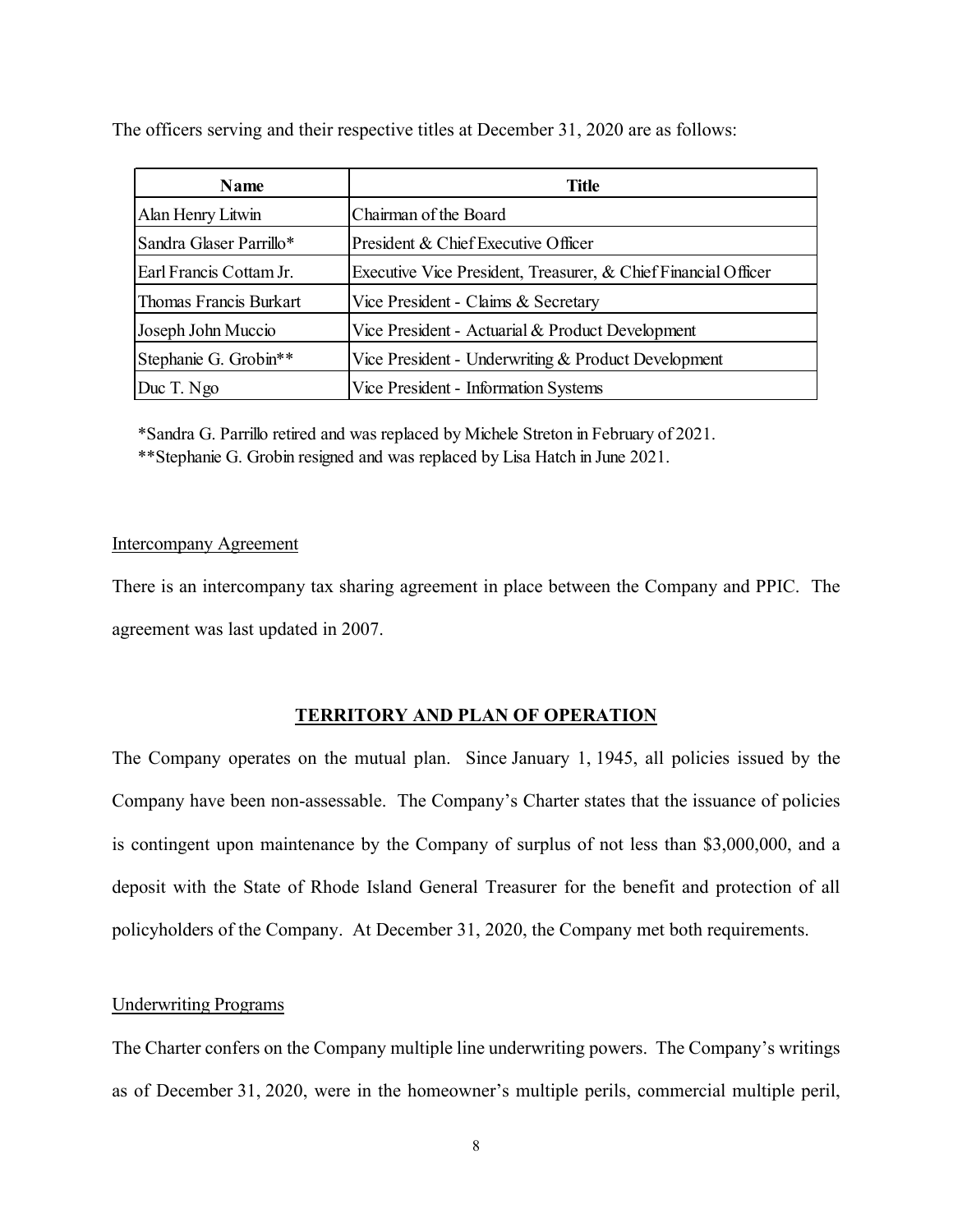The officers serving and their respective titles at December 31, 2020 are as follows:

| Name | Title |
|---|---|
| Alan Henry Litwin | Chairman of the Board |
| Sandra Glaser Parrillo* | President & Chief Executive Officer |
| Earl Francis Cottam Jr. | Executive Vice President, Treasurer, & Chief Financial Officer |
| Thomas Francis Burkart | Vice President - Claims & Secretary |
| Joseph John Muccio | Vice President - Actuarial & Product Development |
| Stephanie G. Grobin** | Vice President - Underwriting & Product Development |
| Duc T. Ngo | Vice President - Information Systems |

*Sandra G. Parrillo retired and was replaced by Michele Streton in February of 2021.
**Stephanie G. Grobin resigned and was replaced by Lisa Hatch in June 2021.

Intercompany Agreement

There is an intercompany tax sharing agreement in place between the Company and PPIC. The agreement was last updated in 2007.

## TERRITORY AND PLAN OF OPERATION

The Company operates on the mutual plan. Since January 1, 1945, all policies issued by the Company have been non-assessable. The Company's Charter states that the issuance of policies is contingent upon maintenance by the Company of surplus of not less than $3,000,000, and a deposit with the State of Rhode Island General Treasurer for the benefit and protection of all policyholders of the Company. At December 31, 2020, the Company met both requirements.

Underwriting Programs

The Charter confers on the Company multiple line underwriting powers. The Company's writings as of December 31, 2020, were in the homeowner's multiple perils, commercial multiple peril,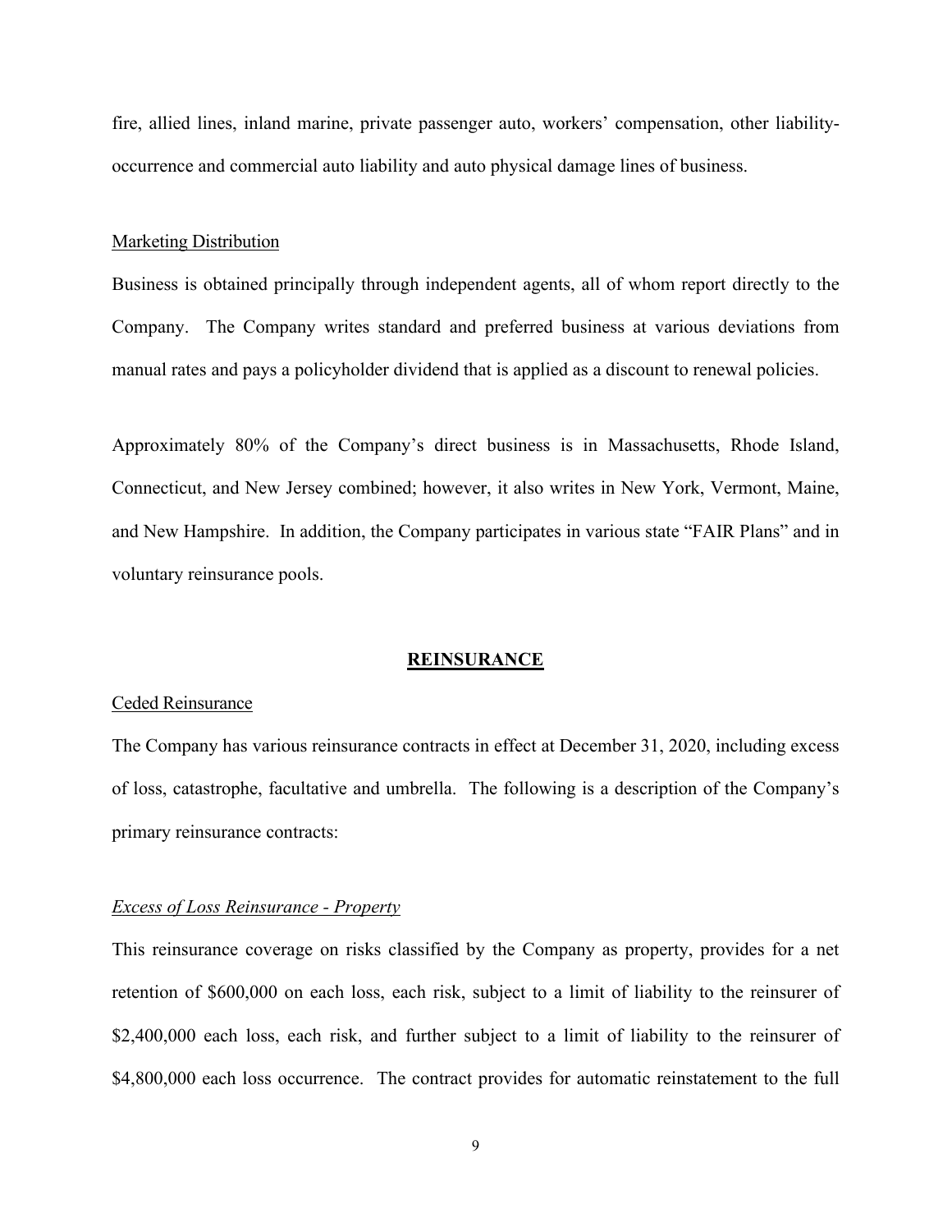fire, allied lines, inland marine, private passenger auto, workers' compensation, other liability-occurrence and commercial auto liability and auto physical damage lines of business.

Marketing Distribution

Business is obtained principally through independent agents, all of whom report directly to the Company. The Company writes standard and preferred business at various deviations from manual rates and pays a policyholder dividend that is applied as a discount to renewal policies.

Approximately 80% of the Company's direct business is in Massachusetts, Rhode Island, Connecticut, and New Jersey combined; however, it also writes in New York, Vermont, Maine, and New Hampshire. In addition, the Company participates in various state "FAIR Plans" and in voluntary reinsurance pools.

## REINSURANCE

Ceded Reinsurance

The Company has various reinsurance contracts in effect at December 31, 2020, including excess of loss, catastrophe, facultative and umbrella. The following is a description of the Company's primary reinsurance contracts:

*Excess of Loss Reinsurance - Property*

This reinsurance coverage on risks classified by the Company as property, provides for a net retention of $600,000 on each loss, each risk, subject to a limit of liability to the reinsurer of $2,400,000 each loss, each risk, and further subject to a limit of liability to the reinsurer of $4,800,000 each loss occurrence. The contract provides for automatic reinstatement to the full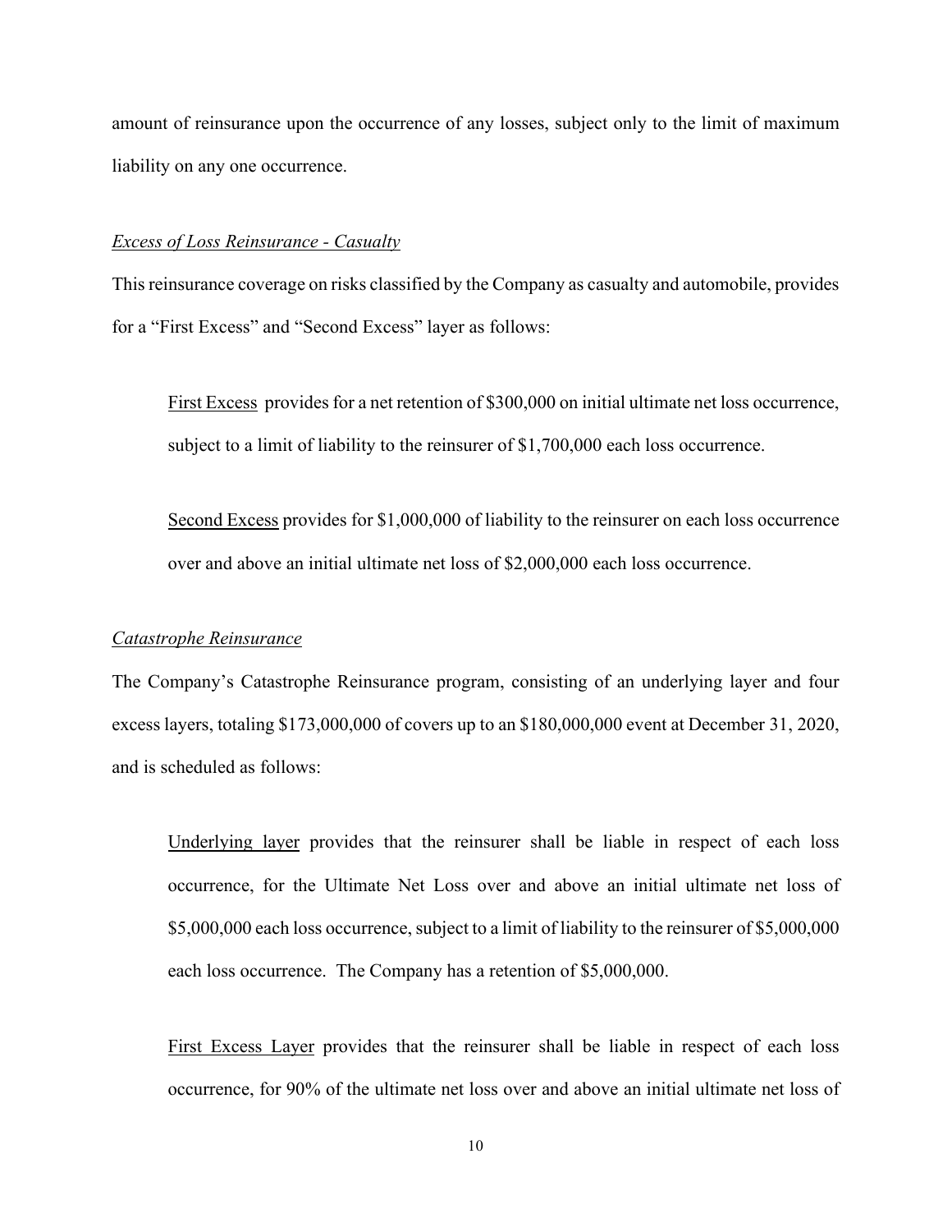amount of reinsurance upon the occurrence of any losses, subject only to the limit of maximum liability on any one occurrence.

*Excess of Loss Reinsurance - Casualty*

This reinsurance coverage on risks classified by the Company as casualty and automobile, provides for a "First Excess" and "Second Excess" layer as follows:

First Excess provides for a net retention of $300,000 on initial ultimate net loss occurrence, subject to a limit of liability to the reinsurer of $1,700,000 each loss occurrence.

Second Excess provides for $1,000,000 of liability to the reinsurer on each loss occurrence over and above an initial ultimate net loss of $2,000,000 each loss occurrence.

*Catastrophe Reinsurance*

The Company's Catastrophe Reinsurance program, consisting of an underlying layer and four excess layers, totaling $173,000,000 of covers up to an $180,000,000 event at December 31, 2020, and is scheduled as follows:

Underlying layer provides that the reinsurer shall be liable in respect of each loss occurrence, for the Ultimate Net Loss over and above an initial ultimate net loss of $5,000,000 each loss occurrence, subject to a limit of liability to the reinsurer of $5,000,000 each loss occurrence. The Company has a retention of $5,000,000.

First Excess Layer provides that the reinsurer shall be liable in respect of each loss occurrence, for 90% of the ultimate net loss over and above an initial ultimate net loss of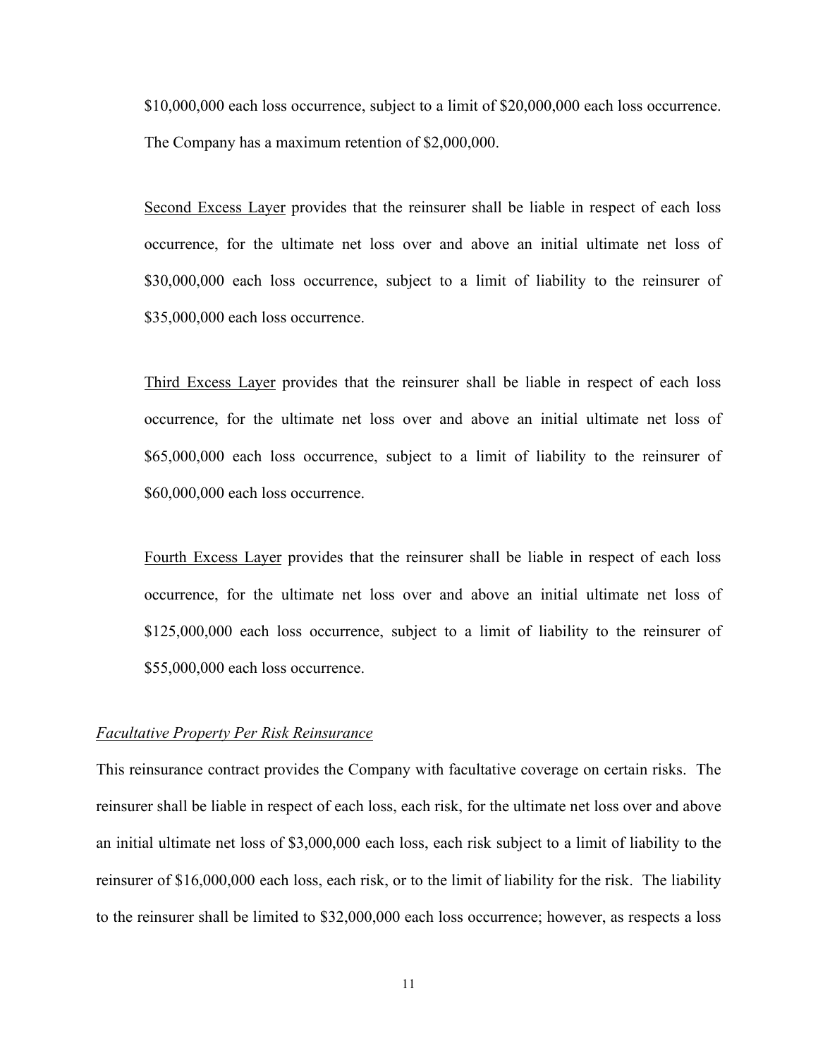$10,000,000 each loss occurrence, subject to a limit of $20,000,000 each loss occurrence. The Company has a maximum retention of $2,000,000.

<u>Second Excess Layer</u> provides that the reinsurer shall be liable in respect of each loss occurrence, for the ultimate net loss over and above an initial ultimate net loss of $30,000,000 each loss occurrence, subject to a limit of liability to the reinsurer of $35,000,000 each loss occurrence.

<u>Third Excess Layer</u> provides that the reinsurer shall be liable in respect of each loss occurrence, for the ultimate net loss over and above an initial ultimate net loss of $65,000,000 each loss occurrence, subject to a limit of liability to the reinsurer of $60,000,000 each loss occurrence.

<u>Fourth Excess Layer</u> provides that the reinsurer shall be liable in respect of each loss occurrence, for the ultimate net loss over and above an initial ultimate net loss of $125,000,000 each loss occurrence, subject to a limit of liability to the reinsurer of $55,000,000 each loss occurrence.

*<u>Facultative Property Per Risk Reinsurance</u>*

This reinsurance contract provides the Company with facultative coverage on certain risks. The reinsurer shall be liable in respect of each loss, each risk, for the ultimate net loss over and above an initial ultimate net loss of $3,000,000 each loss, each risk subject to a limit of liability to the reinsurer of $16,000,000 each loss, each risk, or to the limit of liability for the risk. The liability to the reinsurer shall be limited to $32,000,000 each loss occurrence; however, as respects a loss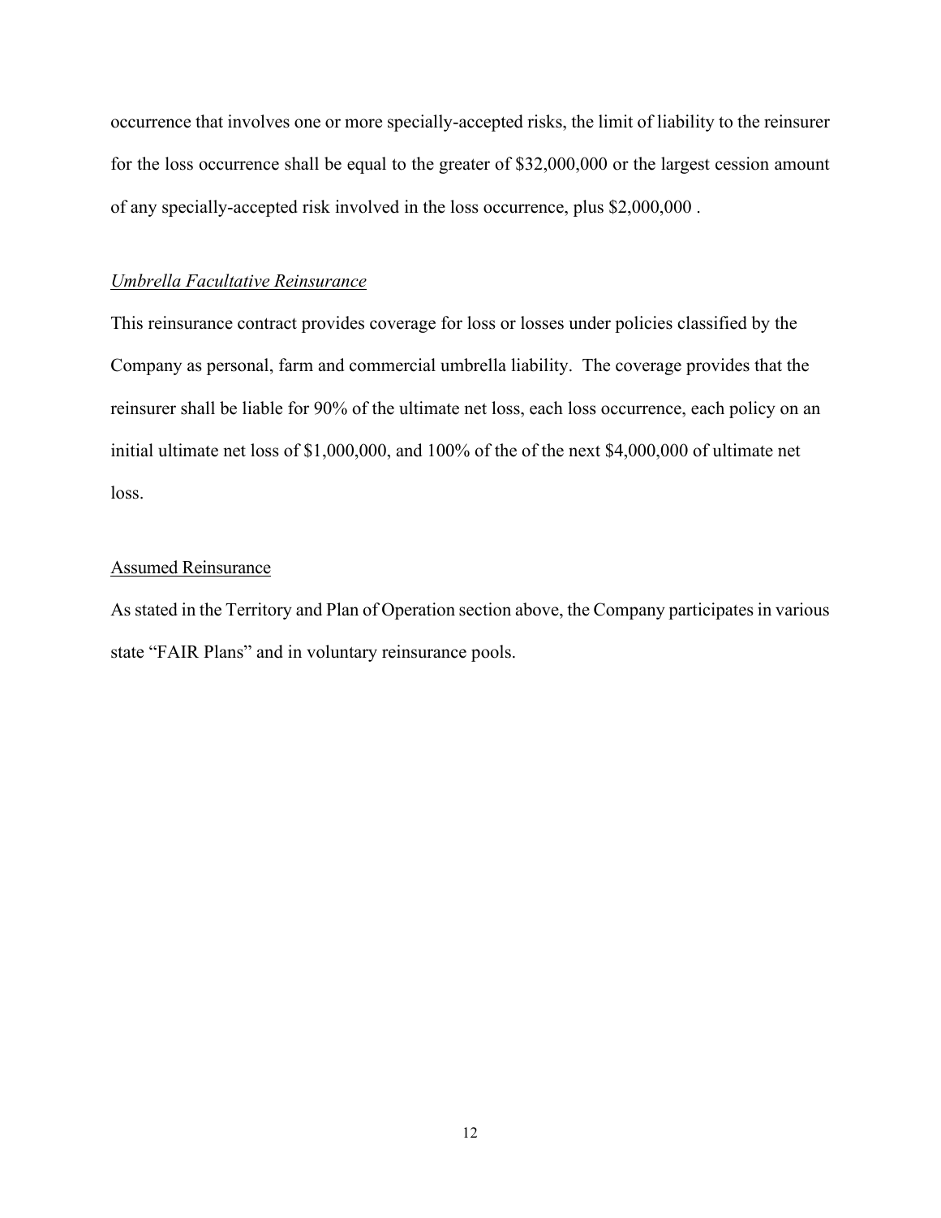occurrence that involves one or more specially-accepted risks, the limit of liability to the reinsurer for the loss occurrence shall be equal to the greater of $32,000,000 or the largest cession amount of any specially-accepted risk involved in the loss occurrence, plus $2,000,000 .

*Umbrella Facultative Reinsurance*

This reinsurance contract provides coverage for loss or losses under policies classified by the Company as personal, farm and commercial umbrella liability. The coverage provides that the reinsurer shall be liable for 90% of the ultimate net loss, each loss occurrence, each policy on an initial ultimate net loss of $1,000,000, and 100% of the of the next $4,000,000 of ultimate net loss.

Assumed Reinsurance

As stated in the Territory and Plan of Operation section above, the Company participates in various state "FAIR Plans" and in voluntary reinsurance pools.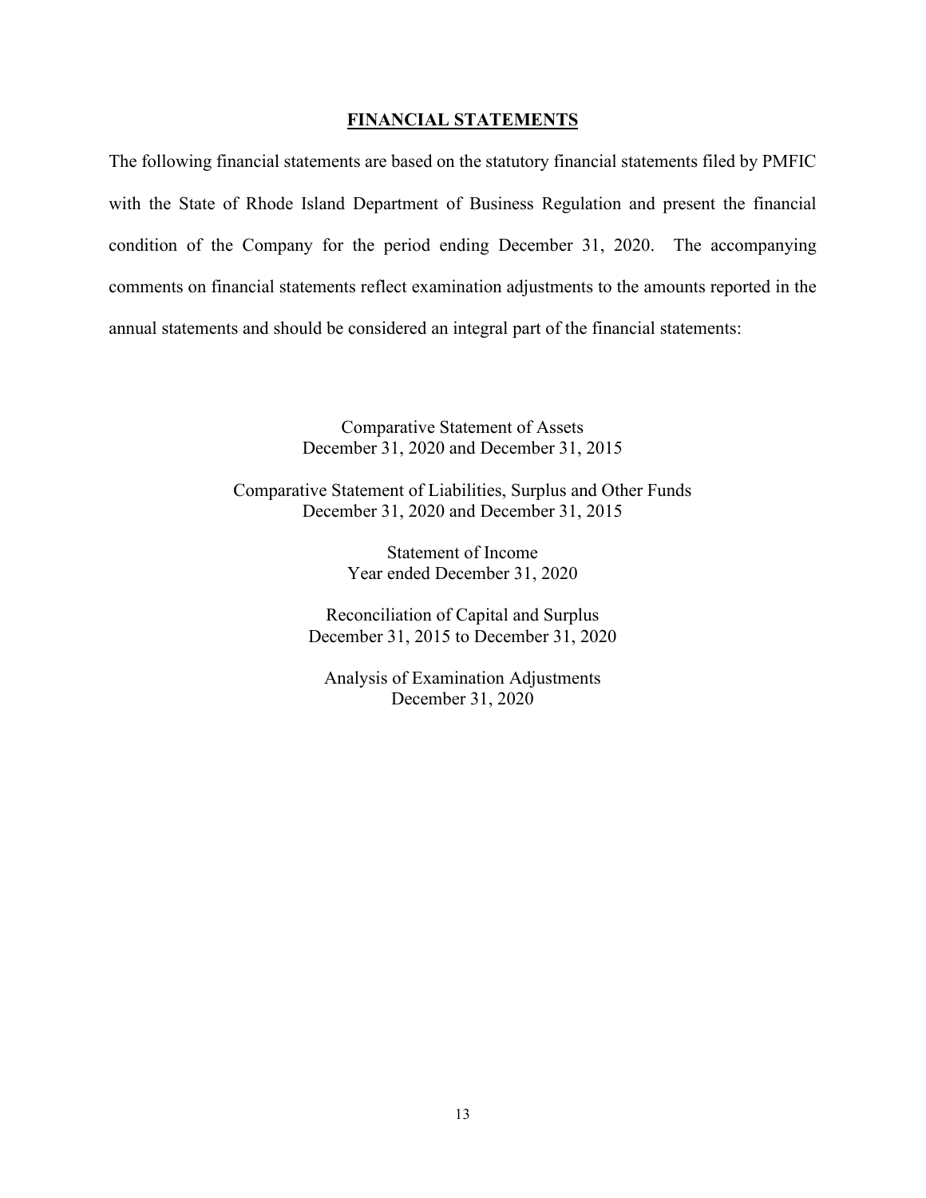## FINANCIAL STATEMENTS

The following financial statements are based on the statutory financial statements filed by PMFIC with the State of Rhode Island Department of Business Regulation and present the financial condition of the Company for the period ending December 31, 2020. The accompanying comments on financial statements reflect examination adjustments to the amounts reported in the annual statements and should be considered an integral part of the financial statements:

Comparative Statement of Assets
December 31, 2020 and December 31, 2015

Comparative Statement of Liabilities, Surplus and Other Funds
December 31, 2020 and December 31, 2015

Statement of Income
Year ended December 31, 2020

Reconciliation of Capital and Surplus
December 31, 2015 to December 31, 2020

Analysis of Examination Adjustments
December 31, 2020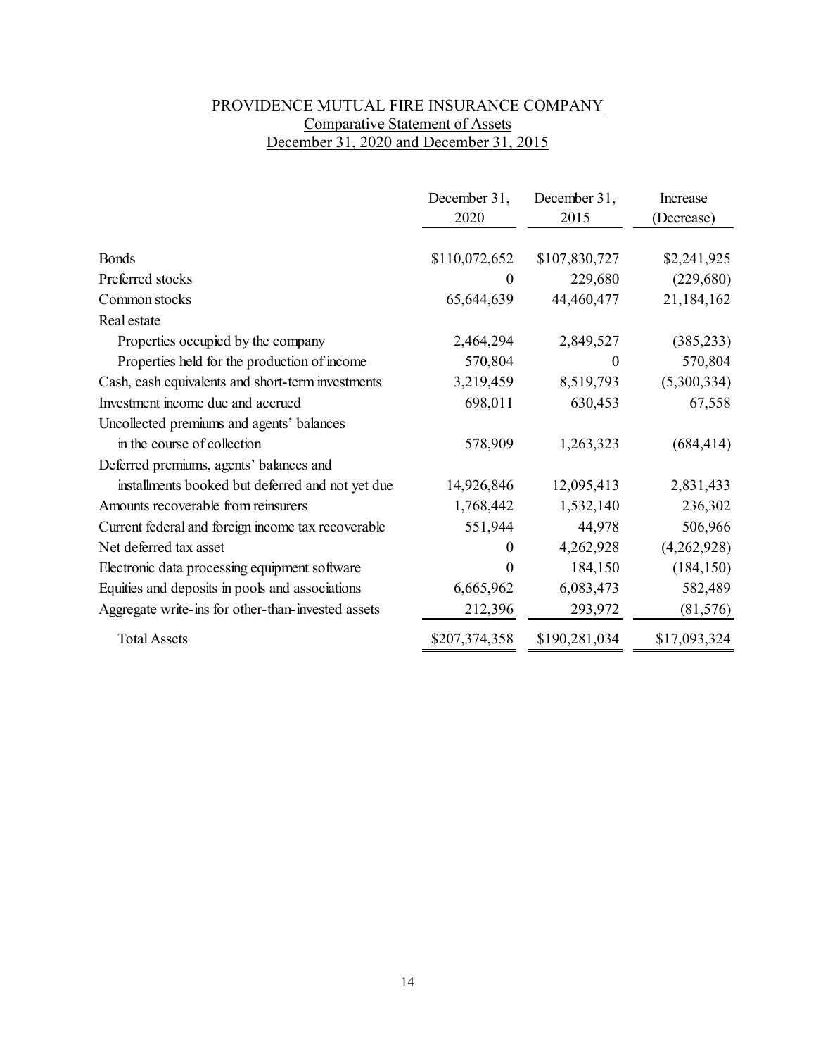PROVIDENCE MUTUAL FIRE INSURANCE COMPANY

Comparative Statement of Assets

December 31, 2020 and December 31, 2015

| | December 31, 2020 | December 31, 2015 | Increase (Decrease) |
|---|---|---|---|
| Bonds | $110,072,652 | $107,830,727 | $2,241,925 |
| Preferred stocks | 0 | 229,680 | (229,680) |
| Common stocks | 65,644,639 | 44,460,477 | 21,184,162 |
| Real estate | | | |
| Properties occupied by the company | 2,464,294 | 2,849,527 | (385,233) |
| Properties held for the production of income | 570,804 | 0 | 570,804 |
| Cash, cash equivalents and short-term investments | 3,219,459 | 8,519,793 | (5,300,334) |
| Investment income due and accrued | 698,011 | 630,453 | 67,558 |
| Uncollected premiums and agents' balances in the course of collection | 578,909 | 1,263,323 | (684,414) |
| Deferred premiums, agents' balances and installments booked but deferred and not yet due | 14,926,846 | 12,095,413 | 2,831,433 |
| Amounts recoverable from reinsurers | 1,768,442 | 1,532,140 | 236,302 |
| Current federal and foreign income tax recoverable | 551,944 | 44,978 | 506,966 |
| Net deferred tax asset | 0 | 4,262,928 | (4,262,928) |
| Electronic data processing equipment software | 0 | 184,150 | (184,150) |
| Equities and deposits in pools and associations | 6,665,962 | 6,083,473 | 582,489 |
| Aggregate write-ins for other-than-invested assets | 212,396 | 293,972 | (81,576) |
| Total Assets | $207,374,358 | $190,281,034 | $17,093,324 |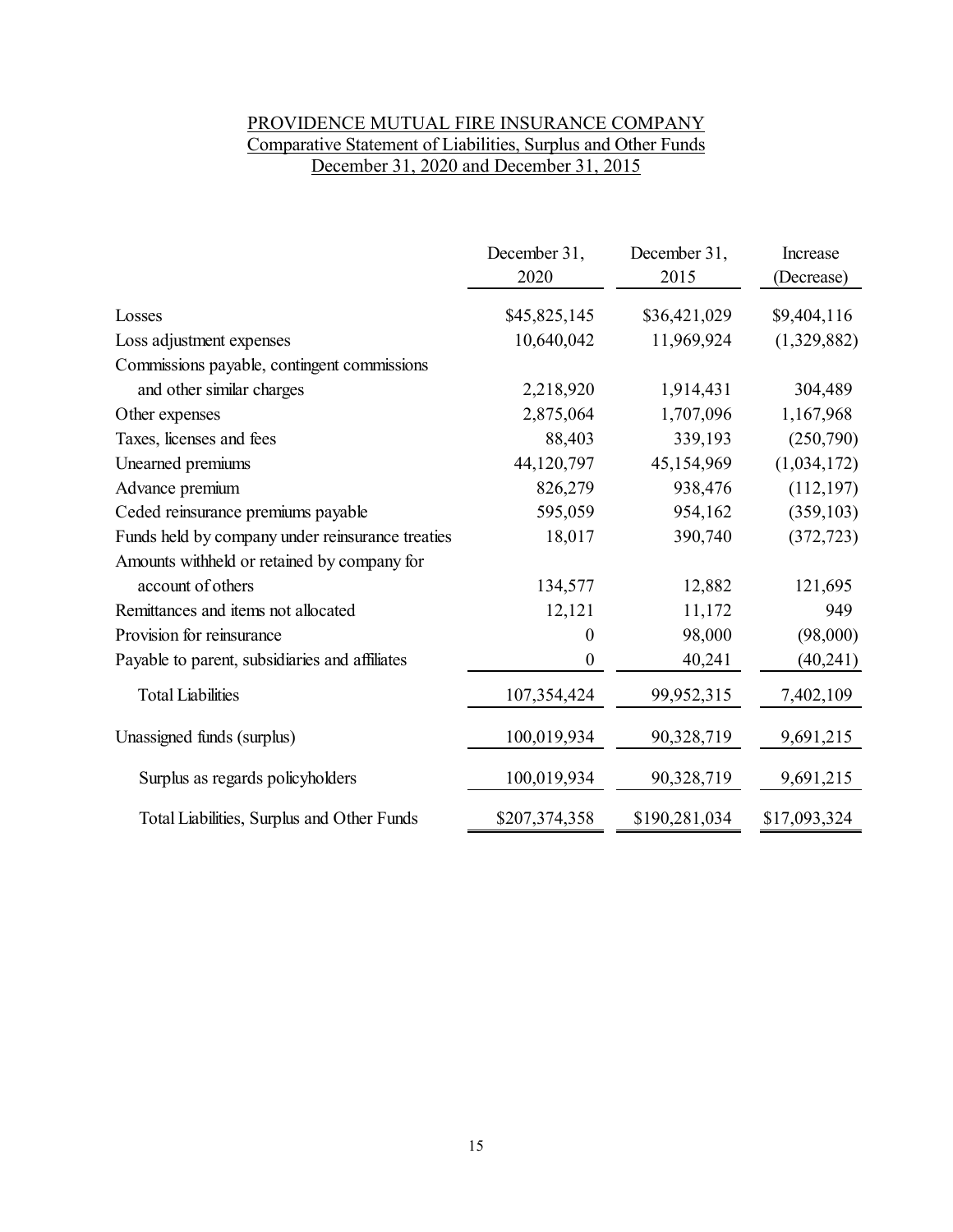PROVIDENCE MUTUAL FIRE INSURANCE COMPANY
Comparative Statement of Liabilities, Surplus and Other Funds
December 31, 2020 and December 31, 2015

| | December 31, 2020 | December 31, 2015 | Increase (Decrease) |
|---|---|---|---|
| Losses | $45,825,145 | $36,421,029 | $9,404,116 |
| Loss adjustment expenses | 10,640,042 | 11,969,924 | (1,329,882) |
| Commissions payable, contingent commissions and other similar charges | 2,218,920 | 1,914,431 | 304,489 |
| Other expenses | 2,875,064 | 1,707,096 | 1,167,968 |
| Taxes, licenses and fees | 88,403 | 339,193 | (250,790) |
| Unearned premiums | 44,120,797 | 45,154,969 | (1,034,172) |
| Advance premium | 826,279 | 938,476 | (112,197) |
| Ceded reinsurance premiums payable | 595,059 | 954,162 | (359,103) |
| Funds held by company under reinsurance treaties | 18,017 | 390,740 | (372,723) |
| Amounts withheld or retained by company for account of others | 134,577 | 12,882 | 121,695 |
| Remittances and items not allocated | 12,121 | 11,172 | 949 |
| Provision for reinsurance | 0 | 98,000 | (98,000) |
| Payable to parent, subsidiaries and affiliates | 0 | 40,241 | (40,241) |
| Total Liabilities | 107,354,424 | 99,952,315 | 7,402,109 |
| Unassigned funds (surplus) | 100,019,934 | 90,328,719 | 9,691,215 |
| Surplus as regards policyholders | 100,019,934 | 90,328,719 | 9,691,215 |
| Total Liabilities, Surplus and Other Funds | $207,374,358 | $190,281,034 | $17,093,324 |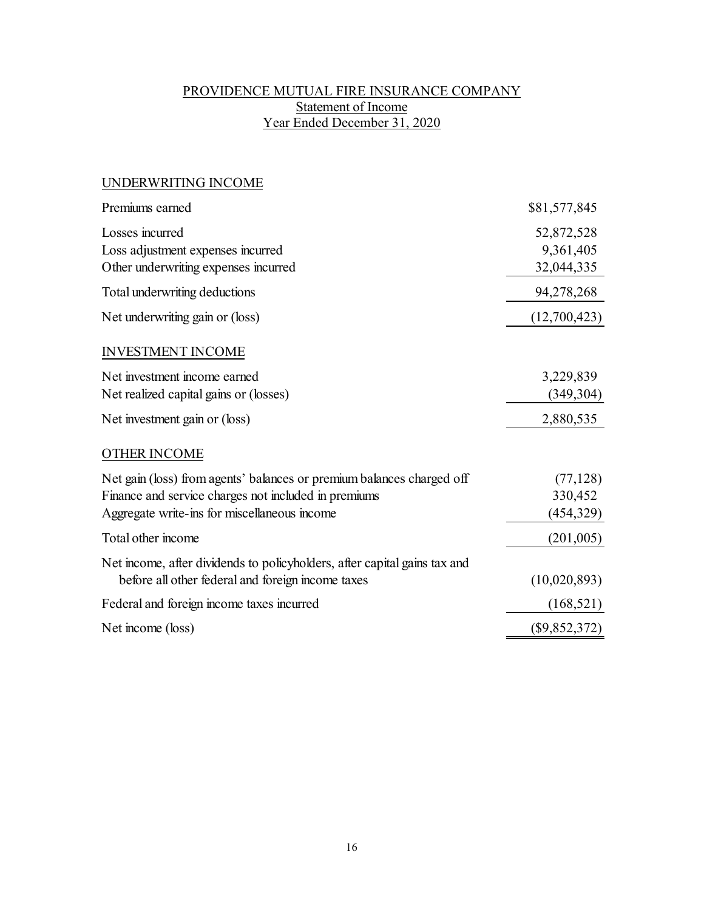# PROVIDENCE MUTUAL FIRE INSURANCE COMPANY

## Statement of Income

### Year Ended December 31, 2020

| | |
|---|---|
| **UNDERWRITING INCOME** | |
| Premiums earned | $81,577,845 |
| Losses incurred | 52,872,528 |
| Loss adjustment expenses incurred | 9,361,405 |
| Other underwriting expenses incurred | 32,044,335 |
| Total underwriting deductions | 94,278,268 |
| Net underwriting gain or (loss) | (12,700,423) |
| **INVESTMENT INCOME** | |
| Net investment income earned | 3,229,839 |
| Net realized capital gains or (losses) | (349,304) |
| Net investment gain or (loss) | 2,880,535 |
| **OTHER INCOME** | |
| Net gain (loss) from agents' balances or premium balances charged off | (77,128) |
| Finance and service charges not included in premiums | 330,452 |
| Aggregate write-ins for miscellaneous income | (454,329) |
| Total other income | (201,005) |
| Net income, after dividends to policyholders, after capital gains tax and before all other federal and foreign income taxes | (10,020,893) |
| Federal and foreign income taxes incurred | (168,521) |
| Net income (loss) | ($9,852,372) |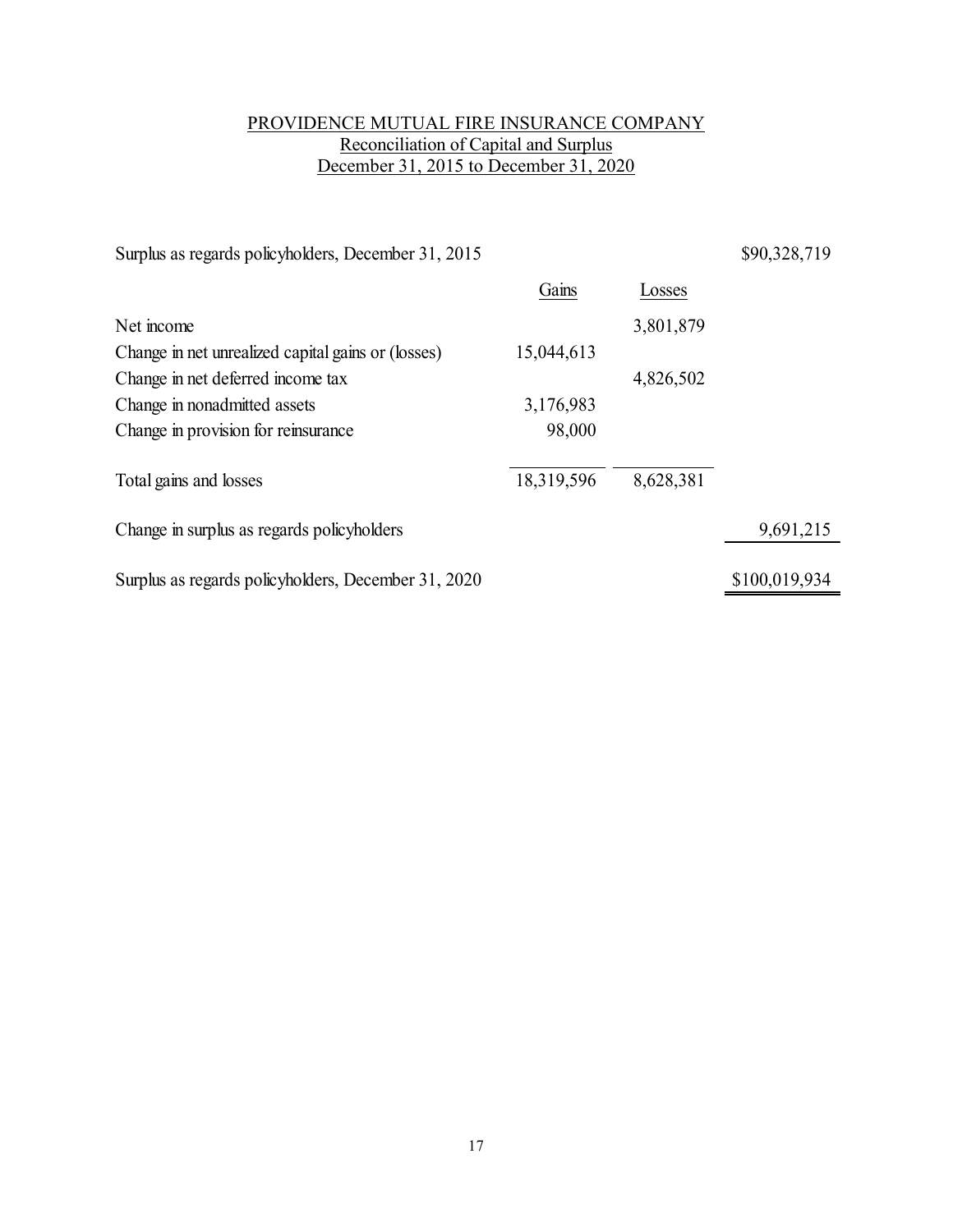# PROVIDENCE MUTUAL FIRE INSURANCE COMPANY
## Reconciliation of Capital and Surplus
## December 31, 2015 to December 31, 2020

| | Gains | Losses | |
|---|---|---|---|
| Surplus as regards policyholders, December 31, 2015 | | | $90,328,719 |
| Net income | | 3,801,879 | |
| Change in net unrealized capital gains or (losses) | 15,044,613 | | |
| Change in net deferred income tax | | 4,826,502 | |
| Change in nonadmitted assets | 3,176,983 | | |
| Change in provision for reinsurance | 98,000 | | |
| Total gains and losses | 18,319,596 | 8,628,381 | |
| Change in surplus as regards policyholders | | | 9,691,215 |
| Surplus as regards policyholders, December 31, 2020 | | | $100,019,934 |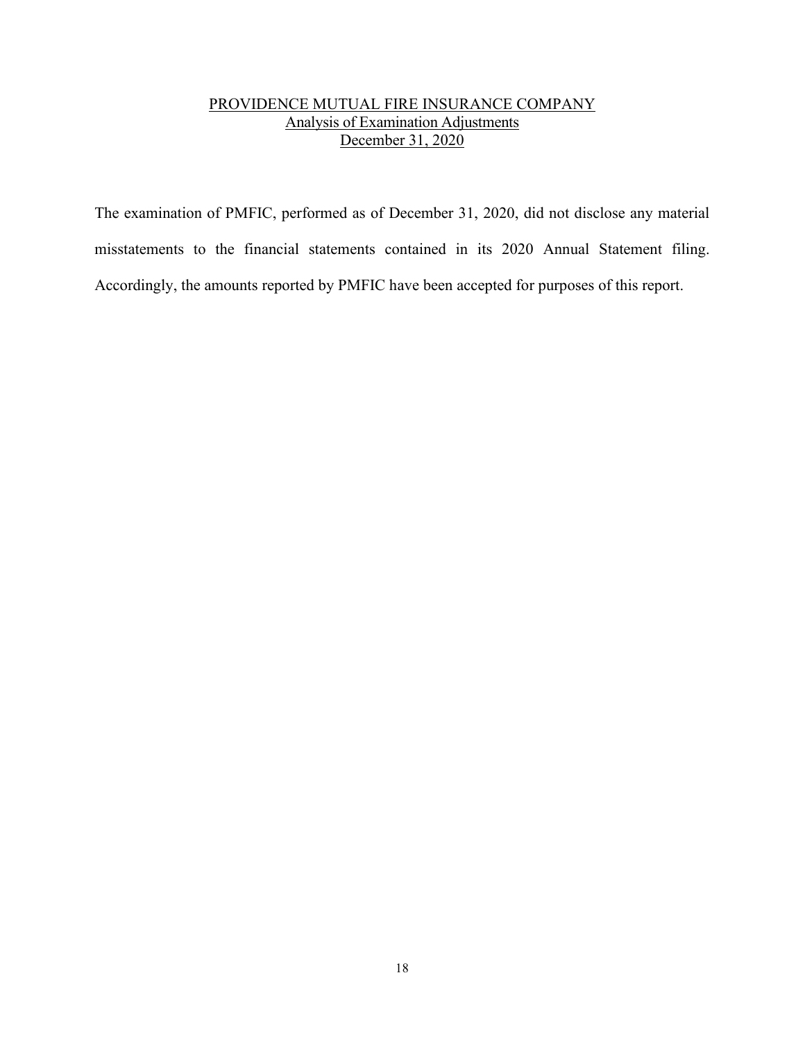# PROVIDENCE MUTUAL FIRE INSURANCE COMPANY
## Analysis of Examination Adjustments
## December 31, 2020

The examination of PMFIC, performed as of December 31, 2020, did not disclose any material misstatements to the financial statements contained in its 2020 Annual Statement filing. Accordingly, the amounts reported by PMFIC have been accepted for purposes of this report.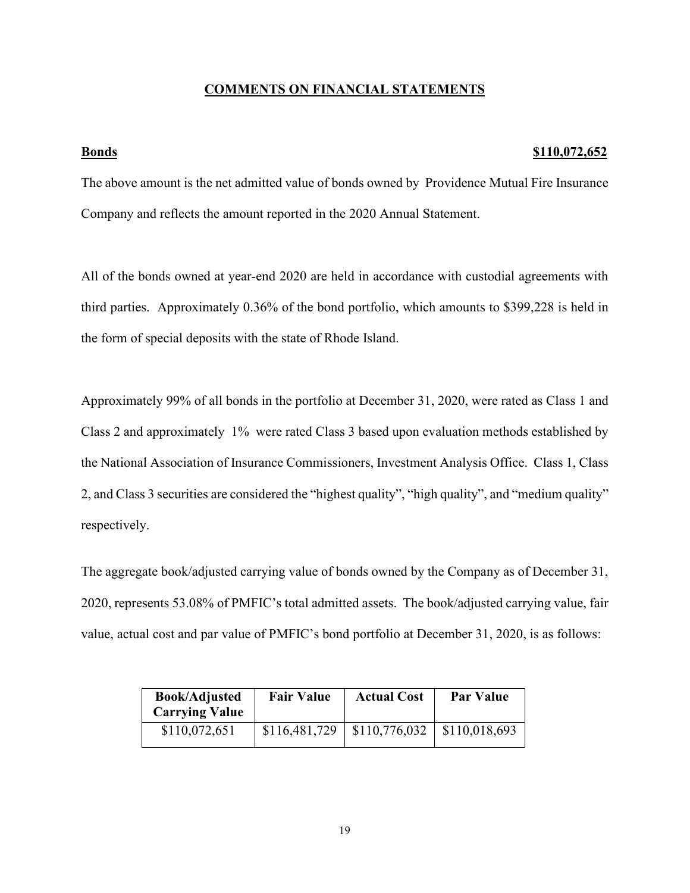## COMMENTS ON FINANCIAL STATEMENTS

**Bonds** **$110,072,652**

The above amount is the net admitted value of bonds owned by Providence Mutual Fire Insurance Company and reflects the amount reported in the 2020 Annual Statement.

All of the bonds owned at year-end 2020 are held in accordance with custodial agreements with third parties. Approximately 0.36% of the bond portfolio, which amounts to $399,228 is held in the form of special deposits with the state of Rhode Island.

Approximately 99% of all bonds in the portfolio at December 31, 2020, were rated as Class 1 and Class 2 and approximately 1% were rated Class 3 based upon evaluation methods established by the National Association of Insurance Commissioners, Investment Analysis Office. Class 1, Class 2, and Class 3 securities are considered the "highest quality", "high quality", and "medium quality" respectively.

The aggregate book/adjusted carrying value of bonds owned by the Company as of December 31, 2020, represents 53.08% of PMFIC's total admitted assets. The book/adjusted carrying value, fair value, actual cost and par value of PMFIC's bond portfolio at December 31, 2020, is as follows:

| Book/Adjusted Carrying Value | Fair Value | Actual Cost | Par Value |
|---|---|---|---|
| $110,072,651 | $116,481,729 | $110,776,032 | $110,018,693 |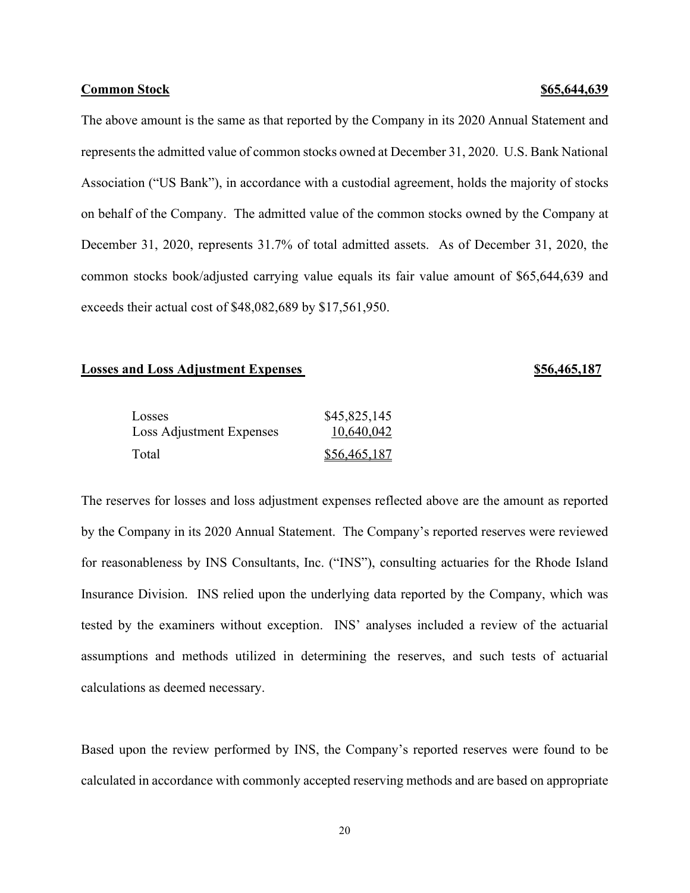**Common Stock** **$65,644,639**

The above amount is the same as that reported by the Company in its 2020 Annual Statement and represents the admitted value of common stocks owned at December 31, 2020. U.S. Bank National Association ("US Bank"), in accordance with a custodial agreement, holds the majority of stocks on behalf of the Company. The admitted value of the common stocks owned by the Company at December 31, 2020, represents 31.7% of total admitted assets. As of December 31, 2020, the common stocks book/adjusted carrying value equals its fair value amount of $65,644,639 and exceeds their actual cost of $48,082,689 by $17,561,950.

**Losses and Loss Adjustment Expenses** **$56,465,187**

| | |
|---|---|
| Losses | $45,825,145 |
| Loss Adjustment Expenses | 10,640,042 |
| Total | $56,465,187 |

The reserves for losses and loss adjustment expenses reflected above are the amount as reported by the Company in its 2020 Annual Statement. The Company's reported reserves were reviewed for reasonableness by INS Consultants, Inc. ("INS"), consulting actuaries for the Rhode Island Insurance Division. INS relied upon the underlying data reported by the Company, which was tested by the examiners without exception. INS' analyses included a review of the actuarial assumptions and methods utilized in determining the reserves, and such tests of actuarial calculations as deemed necessary.

Based upon the review performed by INS, the Company's reported reserves were found to be calculated in accordance with commonly accepted reserving methods and are based on appropriate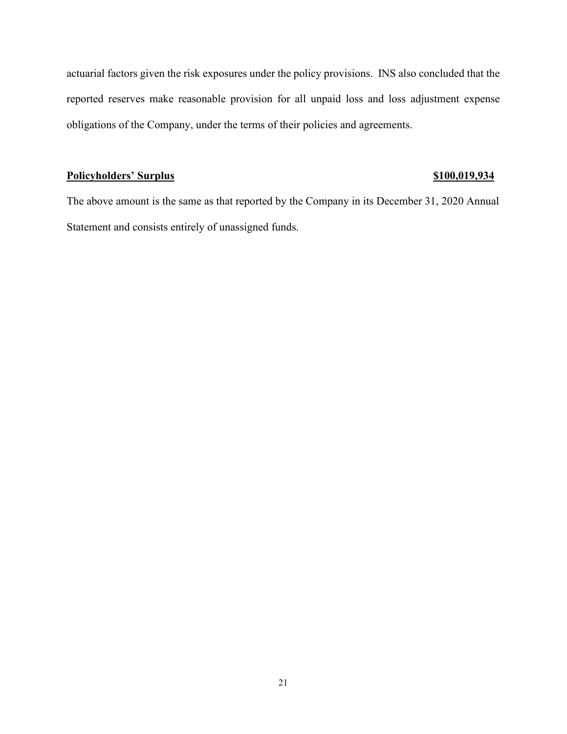actuarial factors given the risk exposures under the policy provisions. INS also concluded that the reported reserves make reasonable provision for all unpaid loss and loss adjustment expense obligations of the Company, under the terms of their policies and agreements.

**Policyholders' Surplus** **$100,019,934**

The above amount is the same as that reported by the Company in its December 31, 2020 Annual Statement and consists entirely of unassigned funds.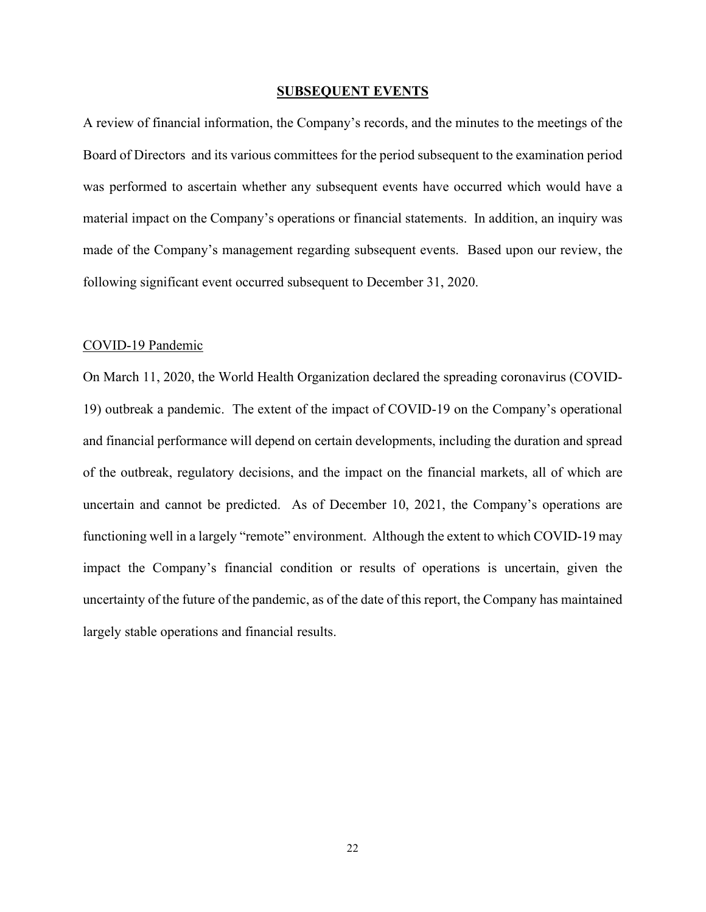## SUBSEQUENT EVENTS

A review of financial information, the Company's records, and the minutes to the meetings of the Board of Directors and its various committees for the period subsequent to the examination period was performed to ascertain whether any subsequent events have occurred which would have a material impact on the Company's operations or financial statements. In addition, an inquiry was made of the Company's management regarding subsequent events. Based upon our review, the following significant event occurred subsequent to December 31, 2020.

### COVID-19 Pandemic

On March 11, 2020, the World Health Organization declared the spreading coronavirus (COVID-19) outbreak a pandemic. The extent of the impact of COVID-19 on the Company's operational and financial performance will depend on certain developments, including the duration and spread of the outbreak, regulatory decisions, and the impact on the financial markets, all of which are uncertain and cannot be predicted. As of December 10, 2021, the Company's operations are functioning well in a largely "remote" environment. Although the extent to which COVID-19 may impact the Company's financial condition or results of operations is uncertain, given the uncertainty of the future of the pandemic, as of the date of this report, the Company has maintained largely stable operations and financial results.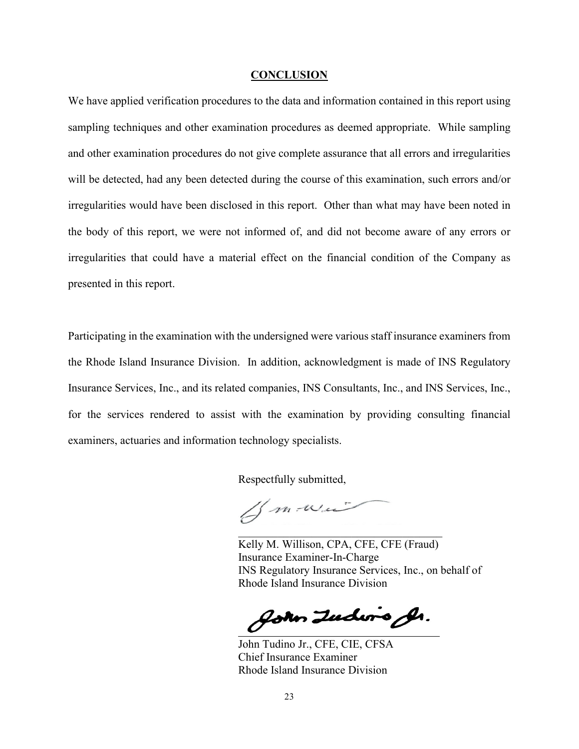## CONCLUSION

We have applied verification procedures to the data and information contained in this report using sampling techniques and other examination procedures as deemed appropriate. While sampling and other examination procedures do not give complete assurance that all errors and irregularities will be detected, had any been detected during the course of this examination, such errors and/or irregularities would have been disclosed in this report. Other than what may have been noted in the body of this report, we were not informed of, and did not become aware of any errors or irregularities that could have a material effect on the financial condition of the Company as presented in this report.

Participating in the examination with the undersigned were various staff insurance examiners from the Rhode Island Insurance Division. In addition, acknowledgment is made of INS Regulatory Insurance Services, Inc., and its related companies, INS Consultants, Inc., and INS Services, Inc., for the services rendered to assist with the examination by providing consulting financial examiners, actuaries and information technology specialists.

Respectfully submitted,

\_\_\_\_\_\_\_\_\_\_\_\_\_\_\_\_\_\_\_\_\_\_\_\_\_\_\_\_\_\_\_\_\_\_
Kelly M. Willison, CPA, CFE, CFE (Fraud)
Insurance Examiner-In-Charge
INS Regulatory Insurance Services, Inc., on behalf of
Rhode Island Insurance Division

\_\_\_\_\_\_\_\_\_\_\_\_\_\_\_\_\_\_\_\_\_\_\_\_\_\_\_\_\_\_\_\_\_\_
John Tudino Jr., CFE, CIE, CFSA
Chief Insurance Examiner
Rhode Island Insurance Division